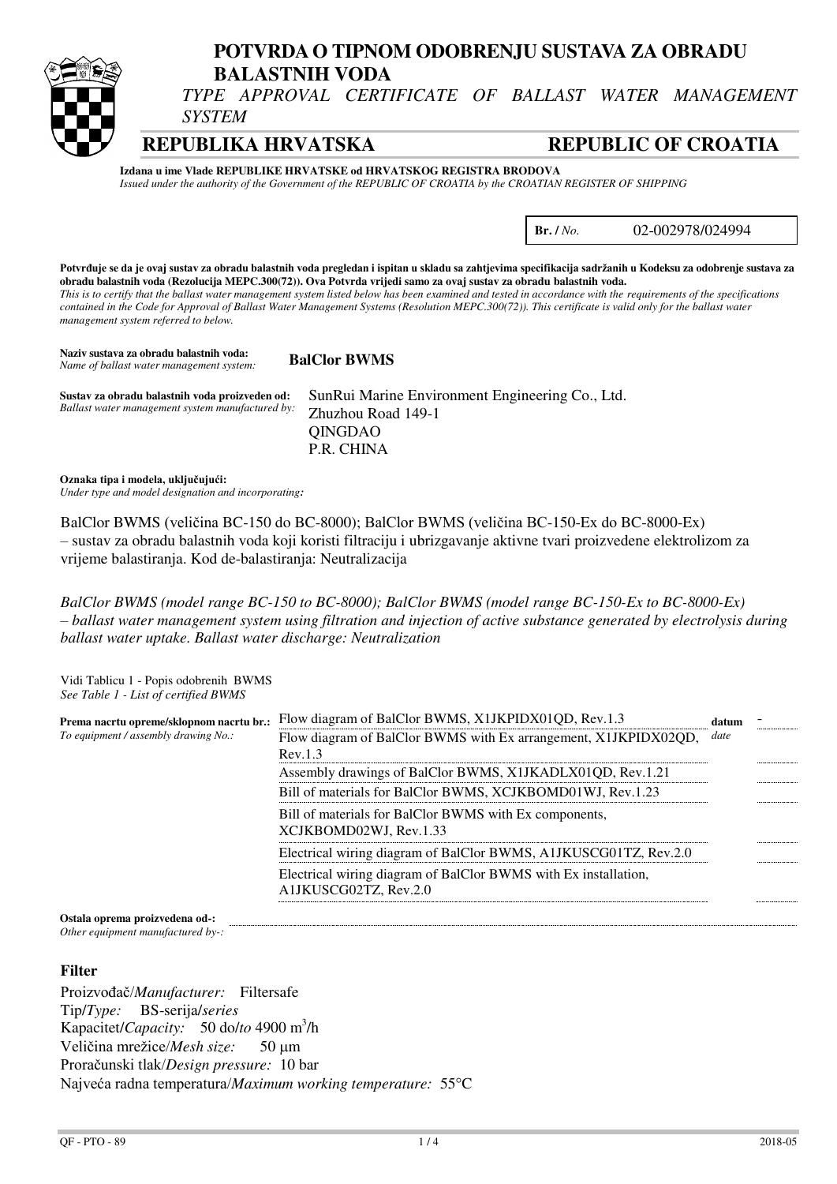# POTVRDA O TIPNOM ODOBRENJU SUSTAVA ZA OBRADU BALASTNIH VODA

*TYPE APPROVAL CERTIFICATE OF BALLAST WATER MANAGEMENT SYSTEM*

## REPUBLIKA HRVATSKA REPUBLIC OF CROATIA

**Izdana u ime Vlade REPUBLIKE HRVATSKE od HRVATSKOG REGISTRA BRODOVA**
*Issued under the authority of the Government of the REPUBLIC OF CROATIA by the CROATIAN REGISTER OF SHIPPING*

**Br. /** *No.* 02-002978/024994

**Potvrđuje se da je ovaj sustav za obradu balastnih voda pregledan i ispitan u skladu sa zahtjevima specifikacija sadržanih u Kodeksu za odobrenje sustava za obradu balastnih voda (Rezolucija MEPC.300(72)). Ova Potvrda vrijedi samo za ovaj sustav za obradu balastnih voda.**
*This is to certify that the ballast water management system listed below has been examined and tested in accordance with the requirements of the specifications contained in the Code for Approval of Ballast Water Management Systems (Resolution MEPC.300(72)). This certificate is valid only for the ballast water management system referred to below.*

**Naziv sustava za obradu balastnih voda:**
*Name of ballast water management system:* **BalClor BWMS**

**Sustav za obradu balastnih voda proizveden od:**
*Ballast water management system manufactured by:*
SunRui Marine Environment Engineering Co., Ltd.
Zhuzhou Road 149-1
QINGDAO
P.R. CHINA

**Oznaka tipa i modela, uključujući:**
*Under type and model designation and incorporating:*

BalClor BWMS (veličina BC-150 do BC-8000); BalClor BWMS (veličina BC-150-Ex do BC-8000-Ex) – sustav za obradu balastnih voda koji koristi filtraciju i ubrizgavanje aktivne tvari proizvedene elektrolizom za vrijeme balastiranja. Kod de-balastiranja: Neutralizacija

*BalClor BWMS (model range BC-150 to BC-8000); BalClor BWMS (model range BC-150-Ex to BC-8000-Ex) – ballast water management system using filtration and injection of active substance generated by electrolysis during ballast water uptake. Ballast water discharge: Neutralization*

Vidi Tablicu 1 - Popis odobrenih BWMS
*See Table 1 - List of certified BWMS*

**Prema nacrtu opreme/sklopnom nacrtu br.:**
*To equipment / assembly drawing No.:*

| Drawing | datum / *date* |
|---|---|
| Flow diagram of BalClor BWMS, X1JKPIDX01QD, Rev.1.3 | - |
| Flow diagram of BalClor BWMS with Ex arrangement, X1JKPIDX02QD, Rev.1.3 | |
| Assembly drawings of BalClor BWMS, X1JKADLX01QD, Rev.1.21 | |
| Bill of materials for BalClor BWMS, XCJKBOMD01WJ, Rev.1.23 | |
| Bill of materials for BalClor BWMS with Ex components, XCJKBOMD02WJ, Rev.1.33 | |
| Electrical wiring diagram of BalClor BWMS, A1JKUSCG01TZ, Rev.2.0 | |
| Electrical wiring diagram of BalClor BWMS with Ex installation, A1JKUSCG02TZ, Rev.2.0 | |

**Ostala oprema proizvedena od-:**
*Other equipment manufactured by-:*

### Filter

Proizvođač/*Manufacturer:* Filtersafe
Tip/*Type:* BS-serija/*series*
Kapacitet/*Capacity:* 50 do/*to* 4900 $m^3$/h
Veličina mrežice/*Mesh size:* 50 µm
Proračunski tlak/*Design pressure:* 10 bar
Najveća radna temperatura/*Maximum working temperature:* 55°C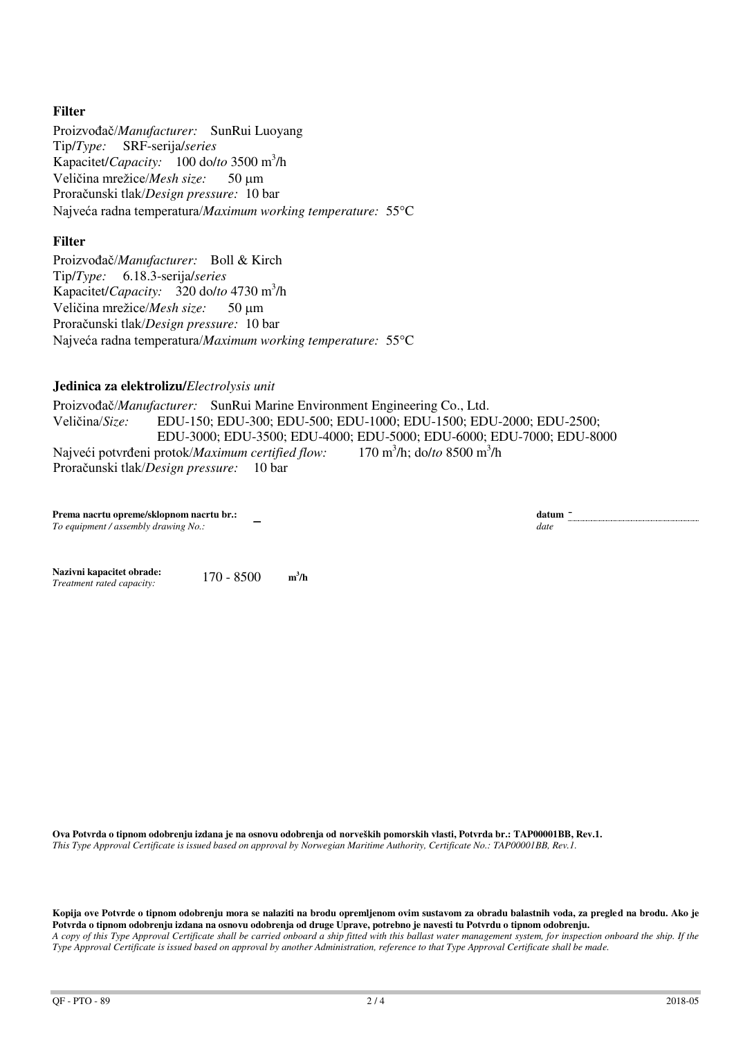### Filter

Proizvođač/*Manufacturer:* SunRui Luoyang
Tip/*Type:* SRF-serija/*series*
Kapacitet/*Capacity:* 100 do/*to* 3500 $m^3$/h
Veličina mrežice/*Mesh size:* 50 µm
Proračunski tlak/*Design pressure:* 10 bar
Najveća radna temperatura/*Maximum working temperature:* 55°C

### Filter

Proizvođač/*Manufacturer:* Boll & Kirch
Tip/*Type:* 6.18.3-serija/*series*
Kapacitet/*Capacity:* 320 do/*to* 4730 $m^3$/h
Veličina mrežice/*Mesh size:* 50 µm
Proračunski tlak/*Design pressure:* 10 bar
Najveća radna temperatura/*Maximum working temperature:* 55°C

### Jedinica za elektrolizu/*Electrolysis unit*

Proizvođač/*Manufacturer:* SunRui Marine Environment Engineering Co., Ltd.
Veličina/*Size:* EDU-150; EDU-300; EDU-500; EDU-1000; EDU-1500; EDU-2000; EDU-2500; EDU-3000; EDU-3500; EDU-4000; EDU-5000; EDU-6000; EDU-7000; EDU-8000
Najveći potvrđeni protok/*Maximum certified flow:* 170 $m^3$/h; do/*to* 8500 $m^3$/h
Proračunski tlak/*Design pressure:* 10 bar

**Prema nacrtu opreme/sklopnom nacrtu br.:**
*To equipment / assembly drawing No.:* –

**datum** -
*date*

**Nazivni kapacitet obrade:**
*Treatment rated capacity:* 170 - 8500 **$m^3$/h**

**Ova Potvrda o tipnom odobrenju izdana je na osnovu odobrenja od norveških pomorskih vlasti, Potvrda br.: TAP00001BB, Rev.1.**
*This Type Approval Certificate is issued based on approval by Norwegian Maritime Authority, Certificate No.: TAP00001BB, Rev.1.*

**Kopija ove Potvrde o tipnom odobrenju mora se nalaziti na brodu opremljenom ovim sustavom za obradu balastnih voda, za pregled na brodu. Ako je Potvrda o tipnom odobrenju izdana na osnovu odobrenja od druge Uprave, potrebno je navesti tu Potvrdu o tipnom odobrenju.**
*A copy of this Type Approval Certificate shall be carried onboard a ship fitted with this ballast water management system, for inspection onboard the ship. If the Type Approval Certificate is issued based on approval by another Administration, reference to that Type Approval Certificate shall be made.*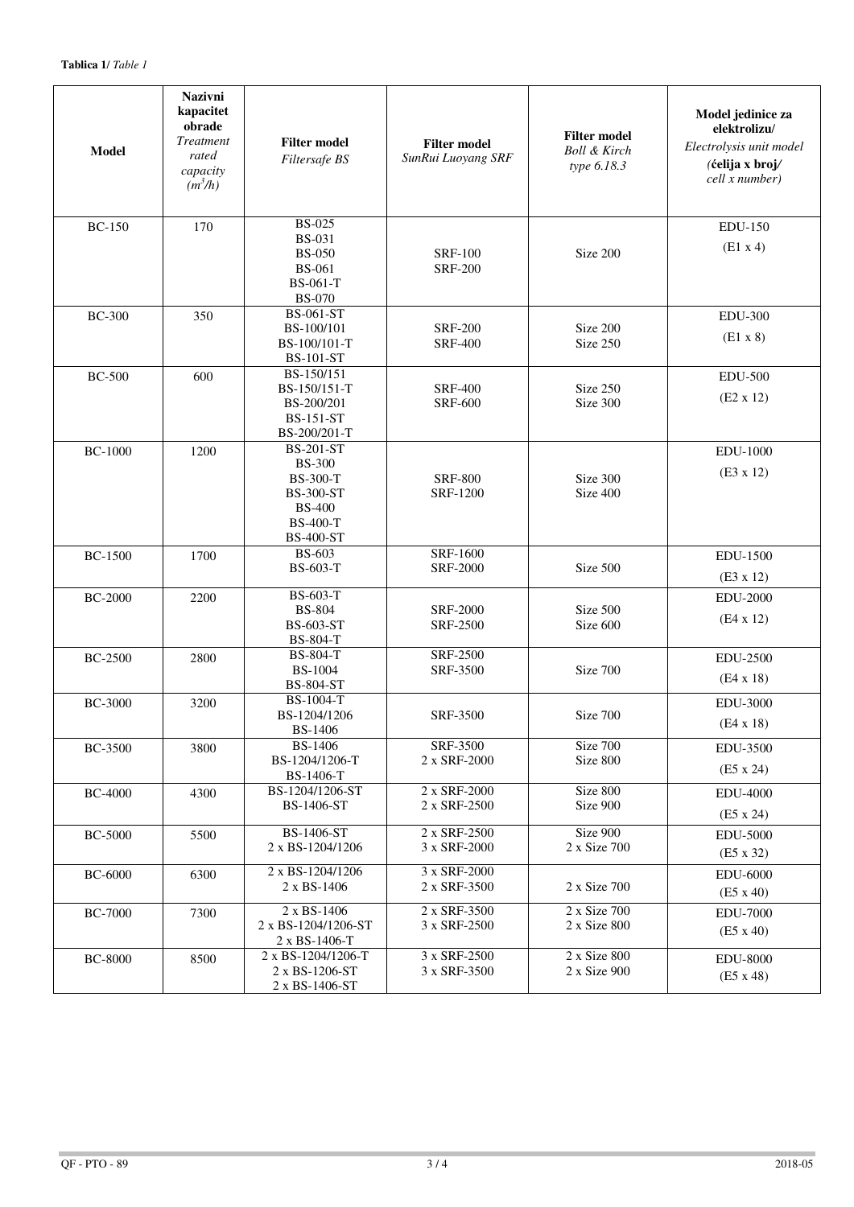**Tablica 1/** *Table 1*

| **Model** | **Nazivni kapacitet obrade** *Treatment rated capacity ($m^3/h$)* | **Filter model** *Filtersafe BS* | **Filter model** *SunRui Luoyang SRF* | **Filter model** *Boll & Kirch type 6.18.3* | **Model jedinice za elektrolizu/** *Electrolysis unit model* *(***ćelija x broj/** *cell x number)* |
|---|---|---|---|---|---|
| BC-150 | 170 | BS-025<br>BS-031<br>BS-050<br>BS-061<br>BS-061-T<br>BS-070 | SRF-100<br>SRF-200 | Size 200 | EDU-150<br>(E1 x 4) |
| BC-300 | 350 | BS-061-ST<br>BS-100/101<br>BS-100/101-T<br>BS-101-ST | SRF-200<br>SRF-400 | Size 200<br>Size 250 | EDU-300<br>(E1 x 8) |
| BC-500 | 600 | BS-150/151<br>BS-150/151-T<br>BS-200/201<br>BS-151-ST<br>BS-200/201-T | SRF-400<br>SRF-600 | Size 250<br>Size 300 | EDU-500<br>(E2 x 12) |
| BC-1000 | 1200 | BS-201-ST<br>BS-300<br>BS-300-T<br>BS-300-ST<br>BS-400<br>BS-400-T<br>BS-400-ST | SRF-800<br>SRF-1200 | Size 300<br>Size 400 | EDU-1000<br>(E3 x 12) |
| BC-1500 | 1700 | BS-603<br>BS-603-T | SRF-1600<br>SRF-2000 | Size 500 | EDU-1500<br>(E3 x 12) |
| BC-2000 | 2200 | BS-603-T<br>BS-804<br>BS-603-ST<br>BS-804-T | SRF-2000<br>SRF-2500 | Size 500<br>Size 600 | EDU-2000<br>(E4 x 12) |
| BC-2500 | 2800 | BS-804-T<br>BS-1004<br>BS-804-ST | SRF-2500<br>SRF-3500 | Size 700 | EDU-2500<br>(E4 x 18) |
| BC-3000 | 3200 | BS-1004-T<br>BS-1204/1206<br>BS-1406 | SRF-3500 | Size 700 | EDU-3000<br>(E4 x 18) |
| BC-3500 | 3800 | BS-1406<br>BS-1204/1206-T<br>BS-1406-T | SRF-3500<br>2 x SRF-2000 | Size 700<br>Size 800 | EDU-3500<br>(E5 x 24) |
| BC-4000 | 4300 | BS-1204/1206-ST<br>BS-1406-ST | 2 x SRF-2000<br>2 x SRF-2500 | Size 800<br>Size 900 | EDU-4000<br>(E5 x 24) |
| BC-5000 | 5500 | BS-1406-ST<br>2 x BS-1204/1206 | 2 x SRF-2500<br>3 x SRF-2000 | Size 900<br>2 x Size 700 | EDU-5000<br>(E5 x 32) |
| BC-6000 | 6300 | 2 x BS-1204/1206<br>2 x BS-1406 | 3 x SRF-2000<br>2 x SRF-3500 | 2 x Size 700 | EDU-6000<br>(E5 x 40) |
| BC-7000 | 7300 | 2 x BS-1406<br>2 x BS-1204/1206-ST<br>2 x BS-1406-T | 2 x SRF-3500<br>3 x SRF-2500 | 2 x Size 700<br>2 x Size 800 | EDU-7000<br>(E5 x 40) |
| BC-8000 | 8500 | 2 x BS-1204/1206-T<br>2 x BS-1206-ST<br>2 x BS-1406-ST | 3 x SRF-2500<br>3 x SRF-3500 | 2 x Size 800<br>2 x Size 900 | EDU-8000<br>(E5 x 48) |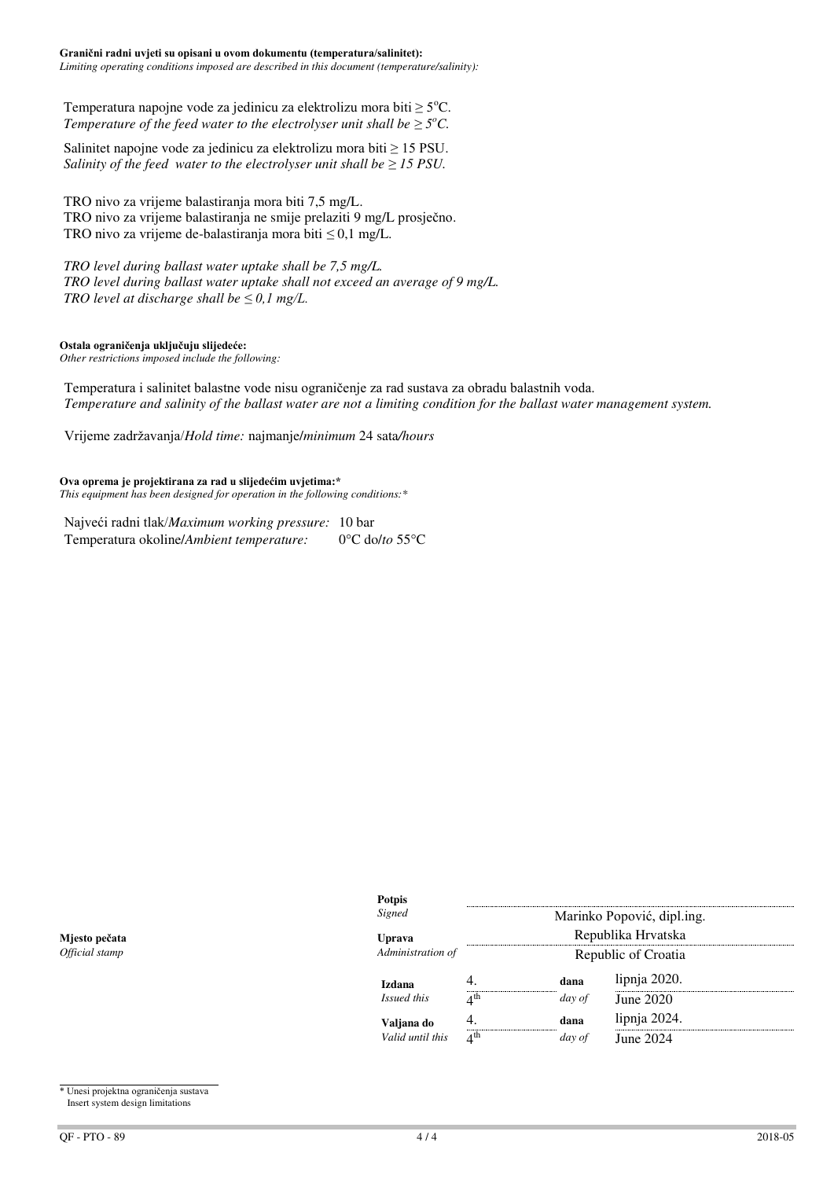**Granični radni uvjeti su opisani u ovom dokumentu (temperatura/salinitet):**
*Limiting operating conditions imposed are described in this document (temperature/salinity):*

Temperatura napojne vode za jedinicu za elektrolizu mora biti ≥ 5°C.
*Temperature of the feed water to the electrolyser unit shall be ≥ 5°C.*

Salinitet napojne vode za jedinicu za elektrolizu mora biti ≥ 15 PSU.
*Salinity of the feed water to the electrolyser unit shall be ≥ 15 PSU.*

TRO nivo za vrijeme balastiranja mora biti 7,5 mg/L.
TRO nivo za vrijeme balastiranja ne smije prelaziti 9 mg/L prosječno.
TRO nivo za vrijeme de-balastiranja mora biti ≤ 0,1 mg/L.

*TRO level during ballast water uptake shall be 7,5 mg/L.*
*TRO level during ballast water uptake shall not exceed an average of 9 mg/L.*
*TRO level at discharge shall be ≤ 0,1 mg/L.*

**Ostala ograničenja uključuju slijedeće:**
*Other restrictions imposed include the following:*

Temperatura i salinitet balastne vode nisu ograničenje za rad sustava za obradu balastnih voda.
*Temperature and salinity of the ballast water are not a limiting condition for the ballast water management system.*

Vrijeme zadržavanja/*Hold time:* najmanje/*minimum* 24 sata/*hours*

**Ova oprema je projektirana za rad u slijedećim uvjetima:***
*This equipment has been designed for operation in the following conditions:**

Najveći radni tlak/*Maximum working pressure:* 10 bar
Temperatura okoline/*Ambient temperature:* 0°C do/*to* 55°C

**Mjesto pečata**
*Official stamp*

| | | | |
|---|---|---|---|
| **Potpis** *Signed* | Marinko Popović, dipl.ing. | | |
| **Uprava** *Administration of* | Republika Hrvatska / Republic of Croatia | | |
| **Izdana** *Issued this* | 4. / 4th | **dana** *day of* | lipnja 2020. / June 2020 |
| **Valjana do** *Valid until this* | 4. / 4th | **dana** *day of* | lipnja 2024. / June 2024 |

\* Unesi projektna ograničenja sustava
Insert system design limitations

QF - PTO - 89 | 2018-05